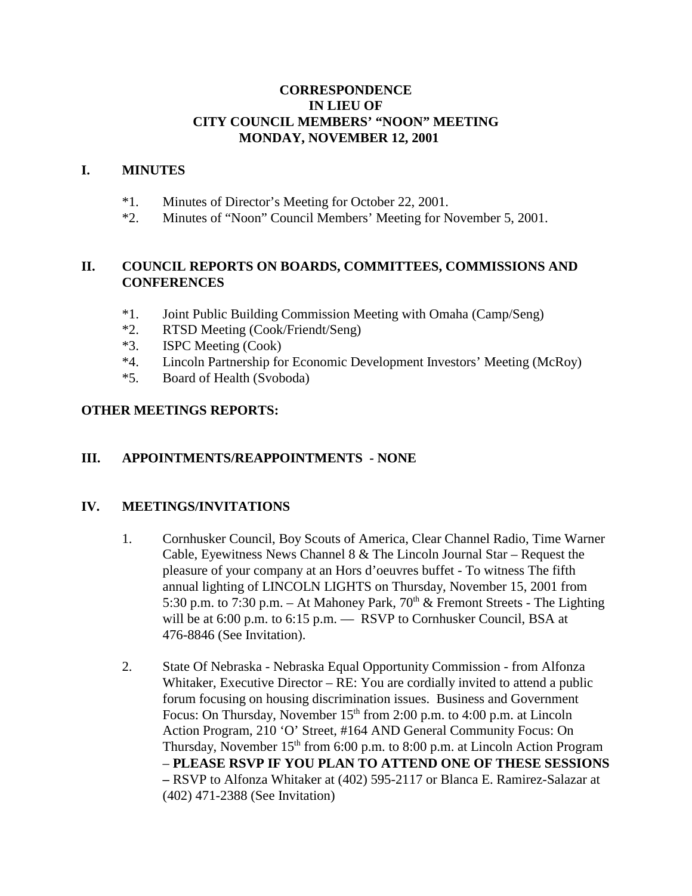# CORRESPONDENCE
# IN LIEU OF
# CITY COUNCIL MEMBERS' "NOON" MEETING
# MONDAY, NOVEMBER 12, 2001

## I. MINUTES

*1. Minutes of Director's Meeting for October 22, 2001.

*2. Minutes of "Noon" Council Members' Meeting for November 5, 2001.

## II. COUNCIL REPORTS ON BOARDS, COMMITTEES, COMMISSIONS AND CONFERENCES

*1. Joint Public Building Commission Meeting with Omaha (Camp/Seng)

*2. RTSD Meeting (Cook/Friendt/Seng)

*3. ISPC Meeting (Cook)

*4. Lincoln Partnership for Economic Development Investors' Meeting (McRoy)

*5. Board of Health (Svoboda)

## OTHER MEETINGS REPORTS:

## III. APPOINTMENTS/REAPPOINTMENTS - NONE

## IV. MEETINGS/INVITATIONS

1. Cornhusker Council, Boy Scouts of America, Clear Channel Radio, Time Warner Cable, Eyewitness News Channel 8 & The Lincoln Journal Star – Request the pleasure of your company at an Hors d'oeuvres buffet - To witness The fifth annual lighting of LINCOLN LIGHTS on Thursday, November 15, 2001 from 5:30 p.m. to 7:30 p.m. – At Mahoney Park, 70th & Fremont Streets - The Lighting will be at 6:00 p.m. to 6:15 p.m. — RSVP to Cornhusker Council, BSA at 476-8846 (See Invitation).

2. State Of Nebraska - Nebraska Equal Opportunity Commission - from Alfonza Whitaker, Executive Director – RE: You are cordially invited to attend a public forum focusing on housing discrimination issues. Business and Government Focus: On Thursday, November 15th from 2:00 p.m. to 4:00 p.m. at Lincoln Action Program, 210 'O' Street, #164 AND General Community Focus: On Thursday, November 15th from 6:00 p.m. to 8:00 p.m. at Lincoln Action Program – **PLEASE RSVP IF YOU PLAN TO ATTEND ONE OF THESE SESSIONS –** RSVP to Alfonza Whitaker at (402) 595-2117 or Blanca E. Ramirez-Salazar at (402) 471-2388 (See Invitation)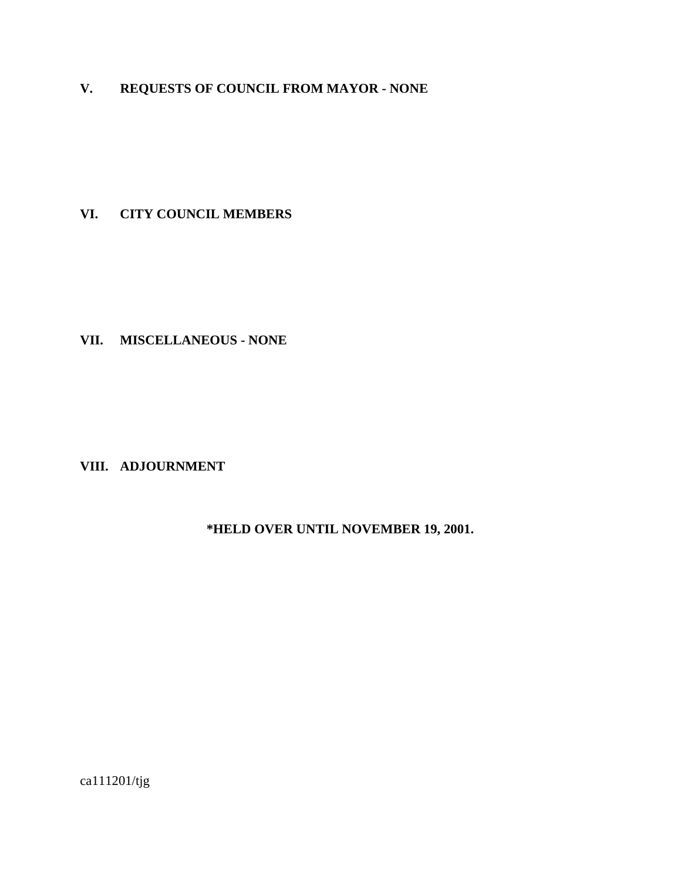## V. REQUESTS OF COUNCIL FROM MAYOR - NONE

## VI. CITY COUNCIL MEMBERS

## VII. MISCELLANEOUS - NONE

## VIII. ADJOURNMENT

**\*HELD OVER UNTIL NOVEMBER 19, 2001.**

ca111201/tjg